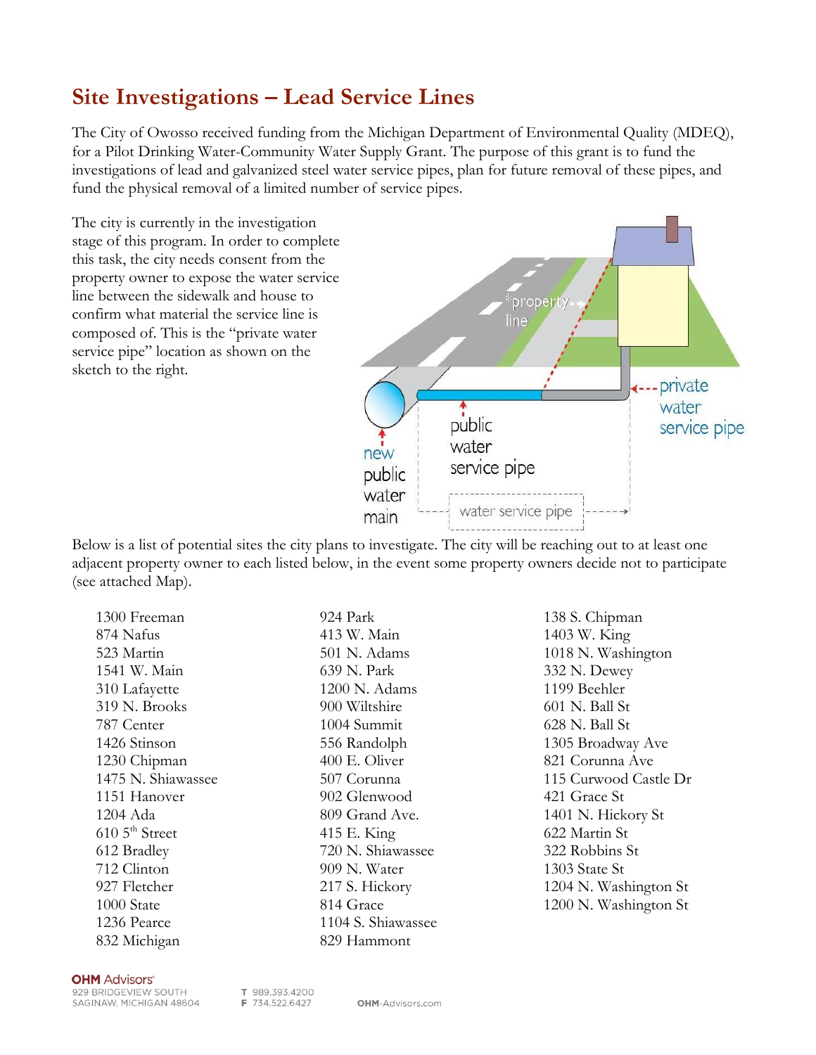# Site Investigations – Lead Service Lines

The City of Owosso received funding from the Michigan Department of Environmental Quality (MDEQ), for a Pilot Drinking Water-Community Water Supply Grant. The purpose of this grant is to fund the investigations of lead and galvanized steel water service pipes, plan for future removal of these pipes, and fund the physical removal of a limited number of service pipes.

The city is currently in the investigation stage of this program. In order to complete this task, the city needs consent from the property owner to expose the water service line between the sidewalk and house to confirm what material the service line is composed of. This is the "private water service pipe" location as shown on the sketch to the right.

Below is a list of potential sites the city plans to investigate. The city will be reaching out to at least one adjacent property owner to each listed below, in the event some property owners decide not to participate (see attached Map).

- 1300 Freeman
- 874 Nafus
- 523 Martin
- 1541 W. Main
- 310 Lafayette
- 319 N. Brooks
- 787 Center
- 1426 Stinson
- 1230 Chipman
- 1475 N. Shiawassee
- 1151 Hanover
- 1204 Ada
- 610 5th Street
- 612 Bradley
- 712 Clinton
- 927 Fletcher
- 1000 State
- 1236 Pearce
- 832 Michigan
- 924 Park
- 413 W. Main
- 501 N. Adams
- 639 N. Park
- 1200 N. Adams
- 900 Wiltshire
- 1004 Summit
- 556 Randolph
- 400 E. Oliver
- 507 Corunna
- 902 Glenwood
- 809 Grand Ave.
- 415 E. King
- 720 N. Shiawassee
- 909 N. Water
- 217 S. Hickory
- 814 Grace
- 1104 S. Shiawassee
- 829 Hammont
- 138 S. Chipman
- 1403 W. King
- 1018 N. Washington
- 332 N. Dewey
- 1199 Beehler
- 601 N. Ball St
- 628 N. Ball St
- 1305 Broadway Ave
- 821 Corunna Ave
- 115 Curwood Castle Dr
- 421 Grace St
- 1401 N. Hickory St
- 622 Martin St
- 322 Robbins St
- 1303 State St
- 1204 N. Washington St
- 1200 N. Washington St

OHM Advisors
929 BRIDGEVIEW SOUTH
SAGINAW, MICHIGAN 48604
T 989.393.4200
F 734.522.6427
OHM-Advisors.com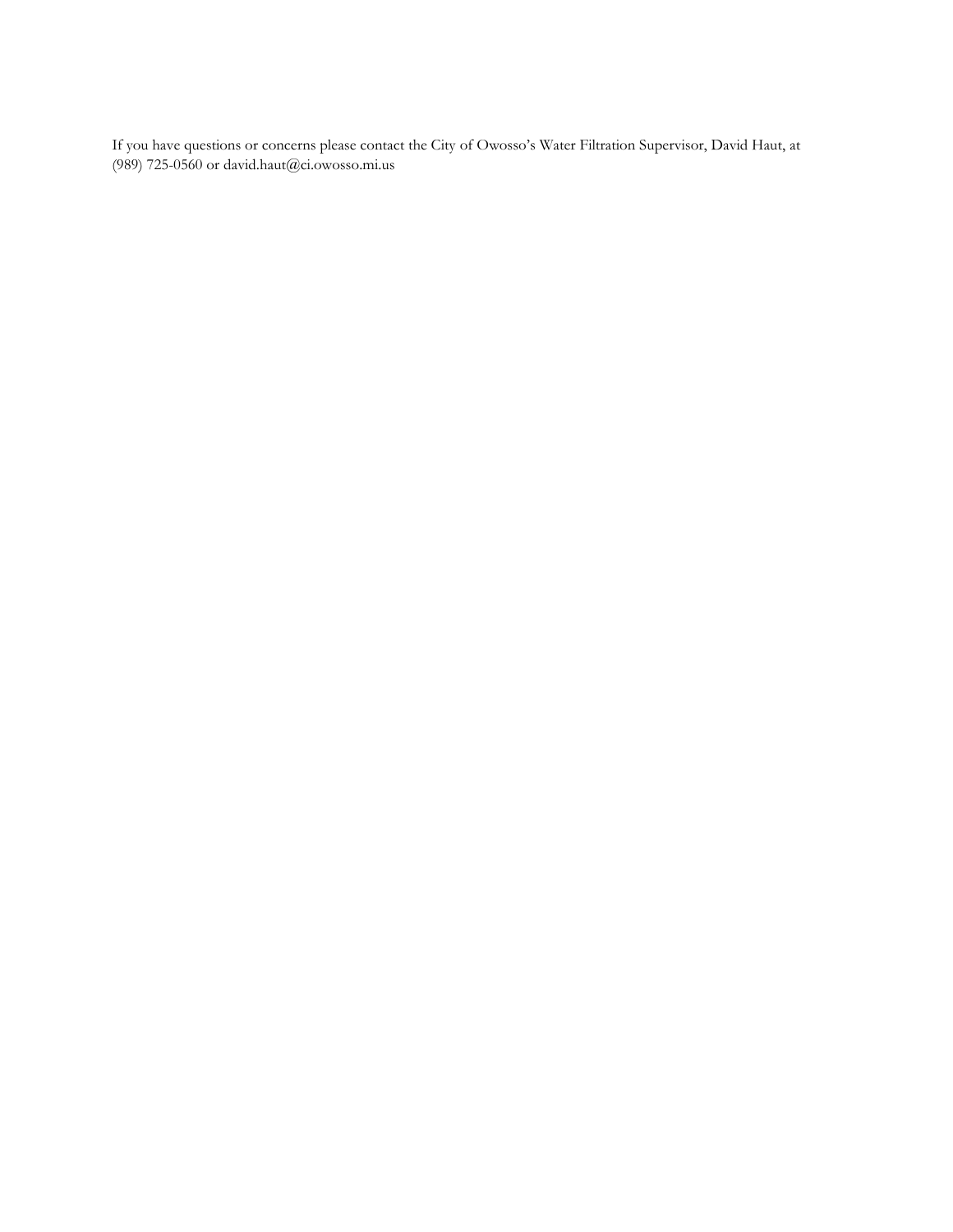If you have questions or concerns please contact the City of Owosso's Water Filtration Supervisor, David Haut, at (989) 725-0560 or david.haut@ci.owosso.mi.us